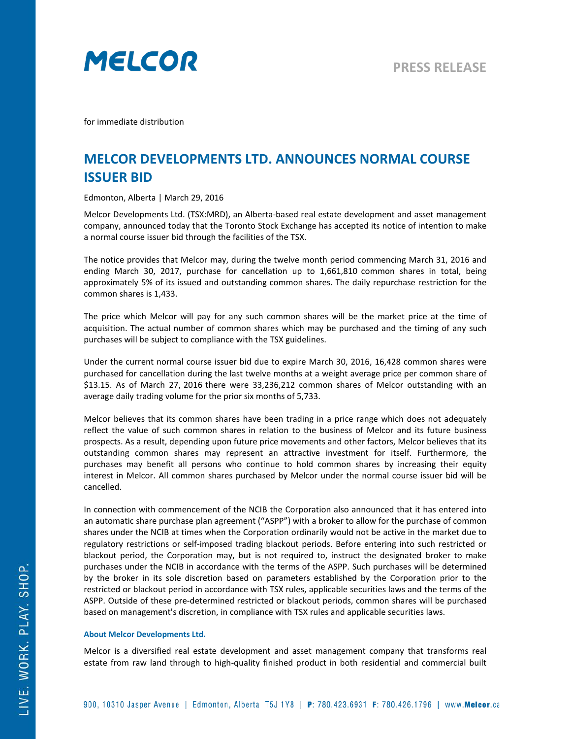MELCOR

PRESS RELEASE

for immediate distribution

# MELCOR DEVELOPMENTS LTD. ANNOUNCES NORMAL COURSE ISSUER BID

Edmonton, Alberta | March 29, 2016

Melcor Developments Ltd. (TSX:MRD), an Alberta-based real estate development and asset management company, announced today that the Toronto Stock Exchange has accepted its notice of intention to make a normal course issuer bid through the facilities of the TSX.

The notice provides that Melcor may, during the twelve month period commencing March 31, 2016 and ending March 30, 2017, purchase for cancellation up to 1,661,810 common shares in total, being approximately 5% of its issued and outstanding common shares. The daily repurchase restriction for the common shares is 1,433.

The price which Melcor will pay for any such common shares will be the market price at the time of acquisition. The actual number of common shares which may be purchased and the timing of any such purchases will be subject to compliance with the TSX guidelines.

Under the current normal course issuer bid due to expire March 30, 2016, 16,428 common shares were purchased for cancellation during the last twelve months at a weight average price per common share of $13.15. As of March 27, 2016 there were 33,236,212 common shares of Melcor outstanding with an average daily trading volume for the prior six months of 5,733.

Melcor believes that its common shares have been trading in a price range which does not adequately reflect the value of such common shares in relation to the business of Melcor and its future business prospects. As a result, depending upon future price movements and other factors, Melcor believes that its outstanding common shares may represent an attractive investment for itself. Furthermore, the purchases may benefit all persons who continue to hold common shares by increasing their equity interest in Melcor. All common shares purchased by Melcor under the normal course issuer bid will be cancelled.

In connection with commencement of the NCIB the Corporation also announced that it has entered into an automatic share purchase plan agreement ("ASPP") with a broker to allow for the purchase of common shares under the NCIB at times when the Corporation ordinarily would not be active in the market due to regulatory restrictions or self-imposed trading blackout periods. Before entering into such restricted or blackout period, the Corporation may, but is not required to, instruct the designated broker to make purchases under the NCIB in accordance with the terms of the ASPP. Such purchases will be determined by the broker in its sole discretion based on parameters established by the Corporation prior to the restricted or blackout period in accordance with TSX rules, applicable securities laws and the terms of the ASPP. Outside of these pre-determined restricted or blackout periods, common shares will be purchased based on management's discretion, in compliance with TSX rules and applicable securities laws.

### About Melcor Developments Ltd.

Melcor is a diversified real estate development and asset management company that transforms real estate from raw land through to high-quality finished product in both residential and commercial built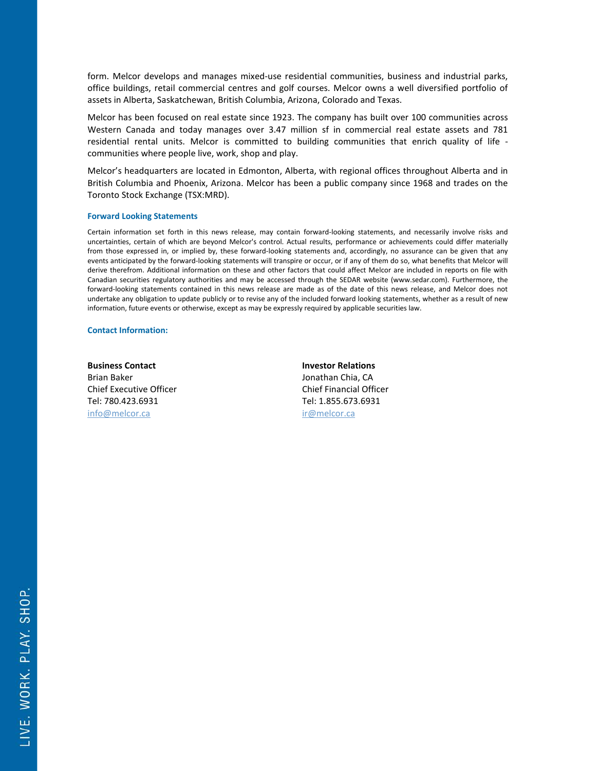form. Melcor develops and manages mixed-use residential communities, business and industrial parks, office buildings, retail commercial centres and golf courses. Melcor owns a well diversified portfolio of assets in Alberta, Saskatchewan, British Columbia, Arizona, Colorado and Texas.

Melcor has been focused on real estate since 1923. The company has built over 100 communities across Western Canada and today manages over 3.47 million sf in commercial real estate assets and 781 residential rental units. Melcor is committed to building communities that enrich quality of life - communities where people live, work, shop and play.

Melcor's headquarters are located in Edmonton, Alberta, with regional offices throughout Alberta and in British Columbia and Phoenix, Arizona. Melcor has been a public company since 1968 and trades on the Toronto Stock Exchange (TSX:MRD).

### Forward Looking Statements

Certain information set forth in this news release, may contain forward-looking statements, and necessarily involve risks and uncertainties, certain of which are beyond Melcor's control. Actual results, performance or achievements could differ materially from those expressed in, or implied by, these forward-looking statements and, accordingly, no assurance can be given that any events anticipated by the forward-looking statements will transpire or occur, or if any of them do so, what benefits that Melcor will derive therefrom. Additional information on these and other factors that could affect Melcor are included in reports on file with Canadian securities regulatory authorities and may be accessed through the SEDAR website (www.sedar.com). Furthermore, the forward-looking statements contained in this news release are made as of the date of this news release, and Melcor does not undertake any obligation to update publicly or to revise any of the included forward looking statements, whether as a result of new information, future events or otherwise, except as may be expressly required by applicable securities law.

### Contact Information:

**Business Contact**
Brian Baker
Chief Executive Officer
Tel: 780.423.6931
info@melcor.ca

**Investor Relations**
Jonathan Chia, CA
Chief Financial Officer
Tel: 1.855.673.6931
ir@melcor.ca

LIVE. WORK. PLAY. SHOP.